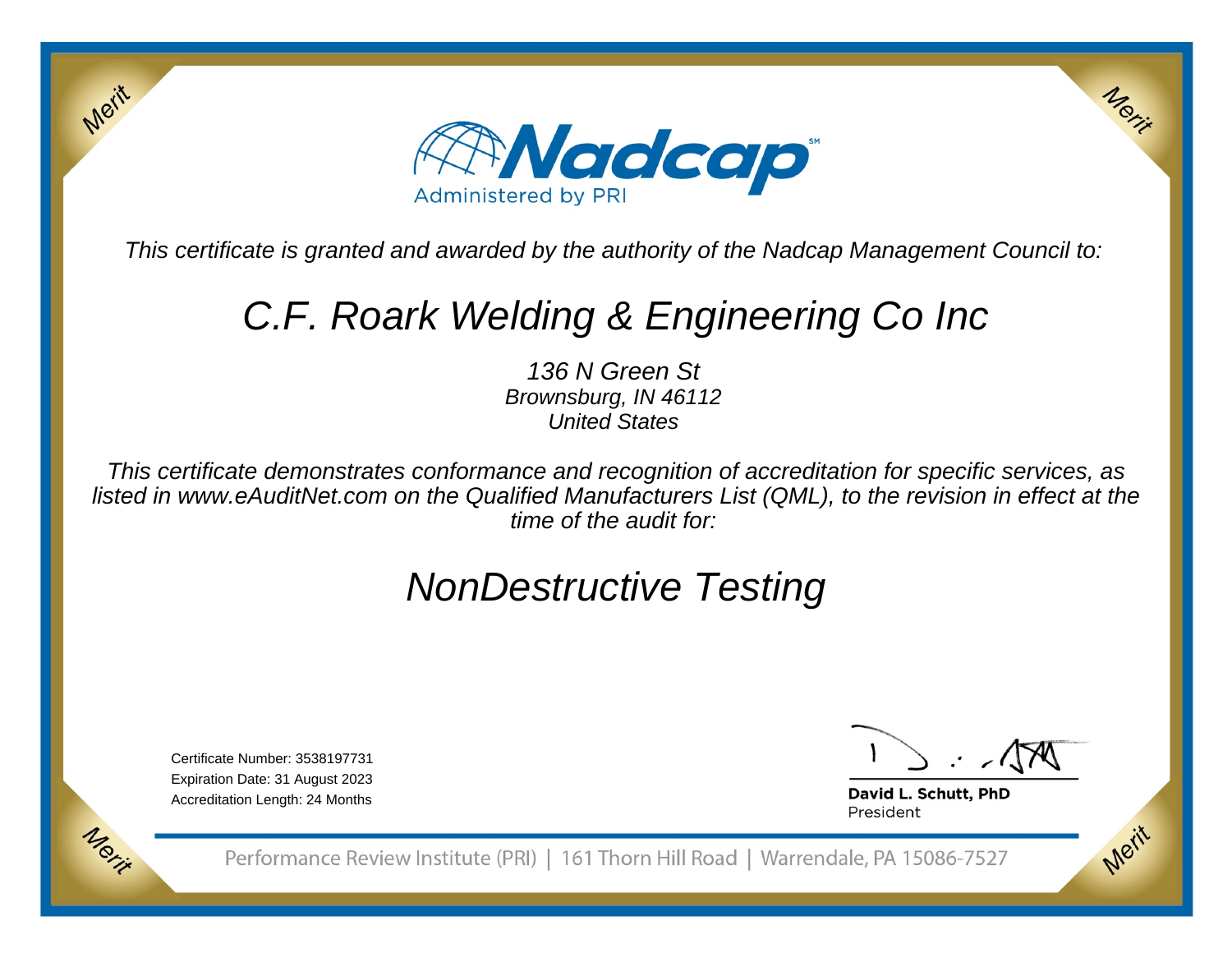Nadcap

Administered by PRI

*This certificate is granted and awarded by the authority of the Nadcap Management Council to:*

# C.F. Roark Welding & Engineering Co Inc

*136 N Green St*
*Brownsburg, IN 46112*
*United States*

*This certificate demonstrates conformance and recognition of accreditation for specific services, as listed in www.eAuditNet.com on the Qualified Manufacturers List (QML), to the revision in effect at the time of the audit for:*

# NonDestructive Testing

Certificate Number: 3538197731
Expiration Date: 31 August 2023
Accreditation Length: 24 Months

**David L. Schutt, PhD**
President

Performance Review Institute (PRI) | 161 Thorn Hill Road | Warrendale, PA 15086-7527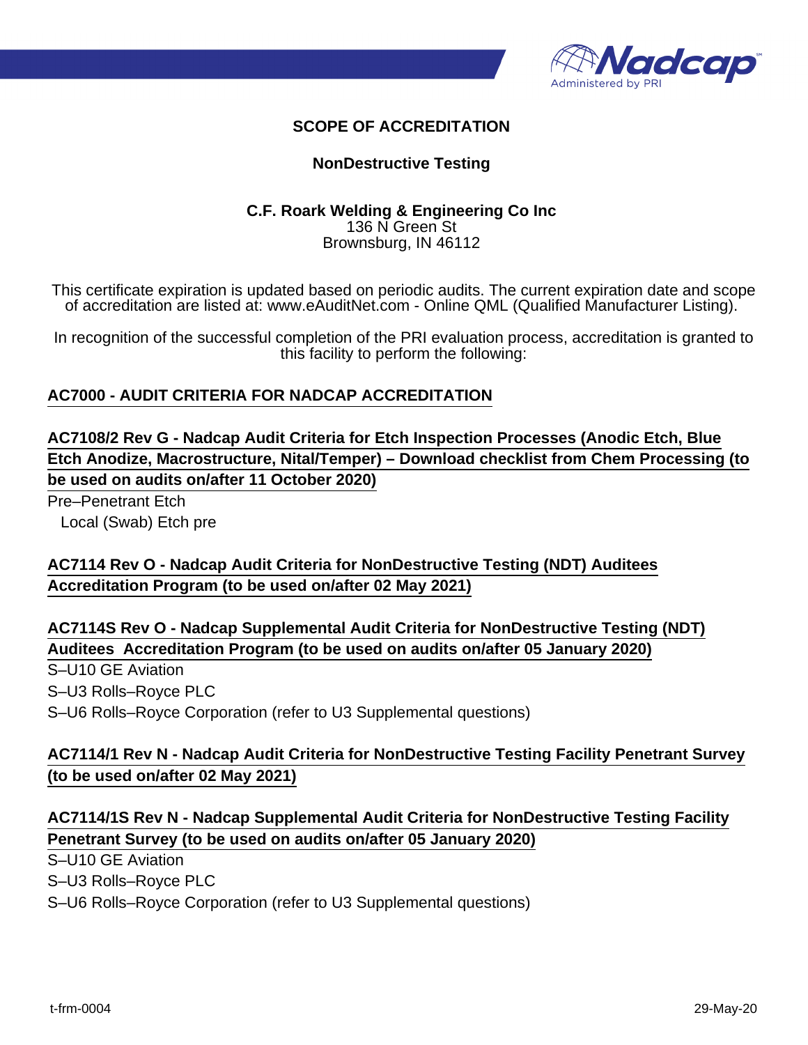## SCOPE OF ACCREDITATION

### NonDestructive Testing

**C.F. Roark Welding & Engineering Co Inc**
136 N Green St
Brownsburg, IN 46112

This certificate expiration is updated based on periodic audits. The current expiration date and scope of accreditation are listed at: www.eAuditNet.com - Online QML (Qualified Manufacturer Listing).

In recognition of the successful completion of the PRI evaluation process, accreditation is granted to this facility to perform the following:

**AC7000 - AUDIT CRITERIA FOR NADCAP ACCREDITATION**

**AC7108/2 Rev G - Nadcap Audit Criteria for Etch Inspection Processes (Anodic Etch, Blue Etch Anodize, Macrostructure, Nital/Temper) – Download checklist from Chem Processing (to be used on audits on/after 11 October 2020)**

Pre–Penetrant Etch
- Local (Swab) Etch pre

**AC7114 Rev O - Nadcap Audit Criteria for NonDestructive Testing (NDT) Auditees Accreditation Program (to be used on/after 02 May 2021)**

**AC7114S Rev O - Nadcap Supplemental Audit Criteria for NonDestructive Testing (NDT) Auditees Accreditation Program (to be used on audits on/after 05 January 2020)**

S–U10 GE Aviation
S–U3 Rolls–Royce PLC
S–U6 Rolls–Royce Corporation (refer to U3 Supplemental questions)

**AC7114/1 Rev N - Nadcap Audit Criteria for NonDestructive Testing Facility Penetrant Survey (to be used on/after 02 May 2021)**

**AC7114/1S Rev N - Nadcap Supplemental Audit Criteria for NonDestructive Testing Facility Penetrant Survey (to be used on audits on/after 05 January 2020)**

S–U10 GE Aviation
S–U3 Rolls–Royce PLC
S–U6 Rolls–Royce Corporation (refer to U3 Supplemental questions)

t-frm-0004 29-May-20